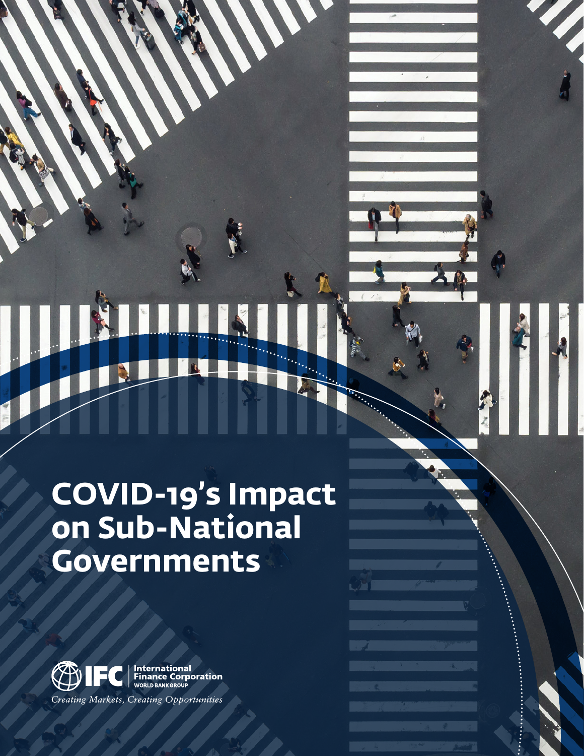# COVID-19's Impact on Sub-National Governments

IFC | International Finance Corporation
WORLD BANK GROUP

*Creating Markets, Creating Opportunities*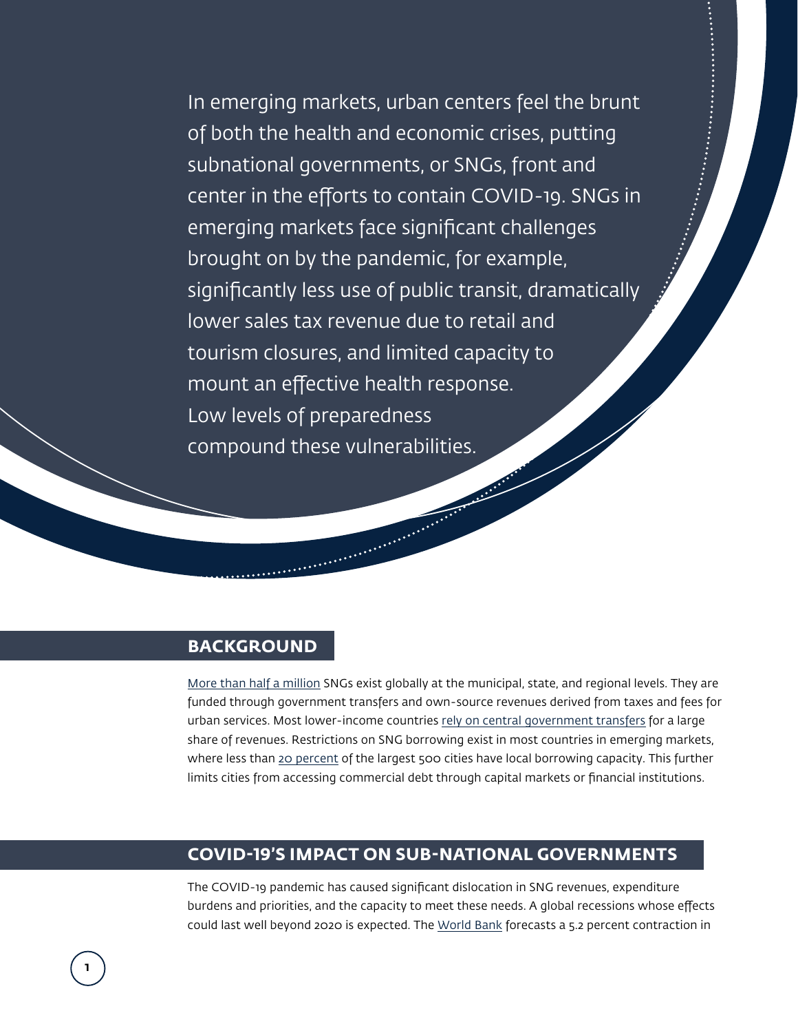In emerging markets, urban centers feel the brunt of both the health and economic crises, putting subnational governments, or SNGs, front and center in the efforts to contain COVID-19. SNGs in emerging markets face significant challenges brought on by the pandemic, for example, significantly less use of public transit, dramatically lower sales tax revenue due to retail and tourism closures, and limited capacity to mount an effective health response. Low levels of preparedness compound these vulnerabilities.

## BACKGROUND

More than half a million SNGs exist globally at the municipal, state, and regional levels. They are funded through government transfers and own-source revenues derived from taxes and fees for urban services. Most lower-income countries rely on central government transfers for a large share of revenues. Restrictions on SNG borrowing exist in most countries in emerging markets, where less than 20 percent of the largest 500 cities have local borrowing capacity. This further limits cities from accessing commercial debt through capital markets or financial institutions.

## COVID-19'S IMPACT ON SUB-NATIONAL GOVERNMENTS

The COVID-19 pandemic has caused significant dislocation in SNG revenues, expenditure burdens and priorities, and the capacity to meet these needs. A global recessions whose effects could last well beyond 2020 is expected. The World Bank forecasts a 5.2 percent contraction in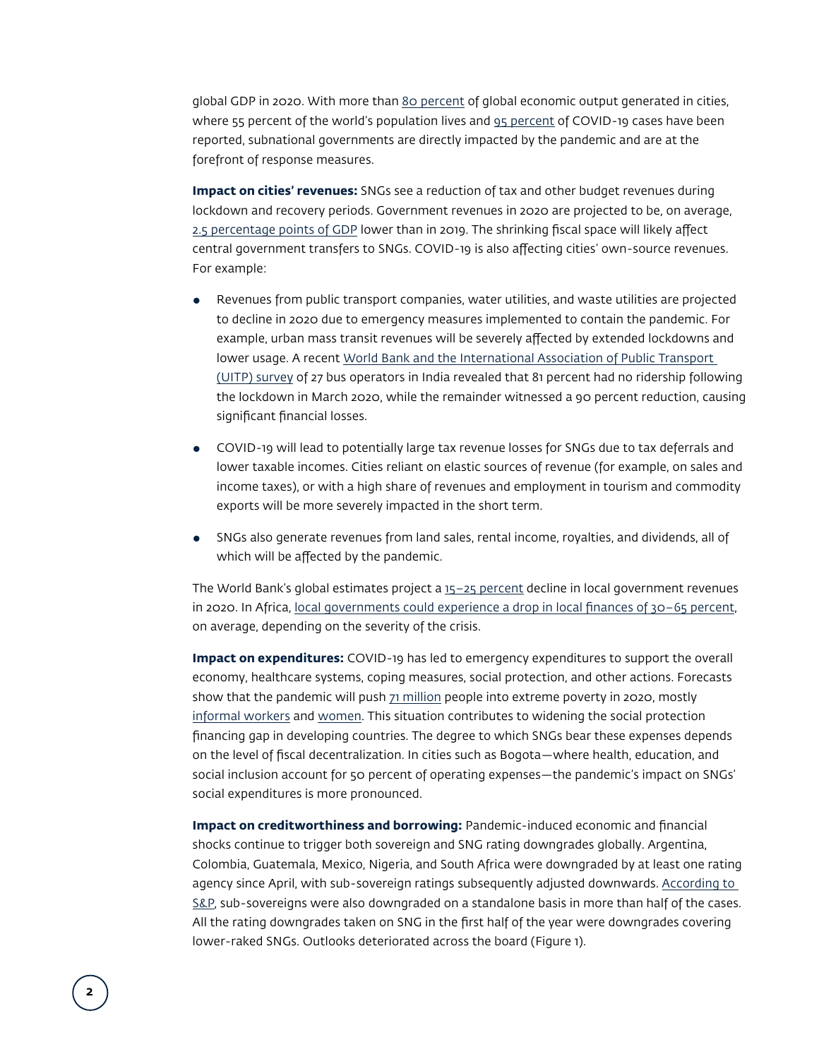global GDP in 2020. With more than 80 percent of global economic output generated in cities, where 55 percent of the world's population lives and 95 percent of COVID-19 cases have been reported, subnational governments are directly impacted by the pandemic and are at the forefront of response measures.

**Impact on cities' revenues:** SNGs see a reduction of tax and other budget revenues during lockdown and recovery periods. Government revenues in 2020 are projected to be, on average, 2.5 percentage points of GDP lower than in 2019. The shrinking fiscal space will likely affect central government transfers to SNGs. COVID-19 is also affecting cities' own-source revenues. For example:

- Revenues from public transport companies, water utilities, and waste utilities are projected to decline in 2020 due to emergency measures implemented to contain the pandemic. For example, urban mass transit revenues will be severely affected by extended lockdowns and lower usage. A recent World Bank and the International Association of Public Transport (UITP) survey of 27 bus operators in India revealed that 81 percent had no ridership following the lockdown in March 2020, while the remainder witnessed a 90 percent reduction, causing significant financial losses.
- COVID-19 will lead to potentially large tax revenue losses for SNGs due to tax deferrals and lower taxable incomes. Cities reliant on elastic sources of revenue (for example, on sales and income taxes), or with a high share of revenues and employment in tourism and commodity exports will be more severely impacted in the short term.
- SNGs also generate revenues from land sales, rental income, royalties, and dividends, all of which will be affected by the pandemic.

The World Bank's global estimates project a 15–25 percent decline in local government revenues in 2020. In Africa, local governments could experience a drop in local finances of 30–65 percent, on average, depending on the severity of the crisis.

**Impact on expenditures:** COVID-19 has led to emergency expenditures to support the overall economy, healthcare systems, coping measures, social protection, and other actions. Forecasts show that the pandemic will push 71 million people into extreme poverty in 2020, mostly informal workers and women. This situation contributes to widening the social protection financing gap in developing countries. The degree to which SNGs bear these expenses depends on the level of fiscal decentralization. In cities such as Bogota—where health, education, and social inclusion account for 50 percent of operating expenses—the pandemic's impact on SNGs' social expenditures is more pronounced.

**Impact on creditworthiness and borrowing:** Pandemic-induced economic and financial shocks continue to trigger both sovereign and SNG rating downgrades globally. Argentina, Colombia, Guatemala, Mexico, Nigeria, and South Africa were downgraded by at least one rating agency since April, with sub-sovereign ratings subsequently adjusted downwards. According to S&P, sub-sovereigns were also downgraded on a standalone basis in more than half of the cases. All the rating downgrades taken on SNG in the first half of the year were downgrades covering lower-raked SNGs. Outlooks deteriorated across the board (Figure 1).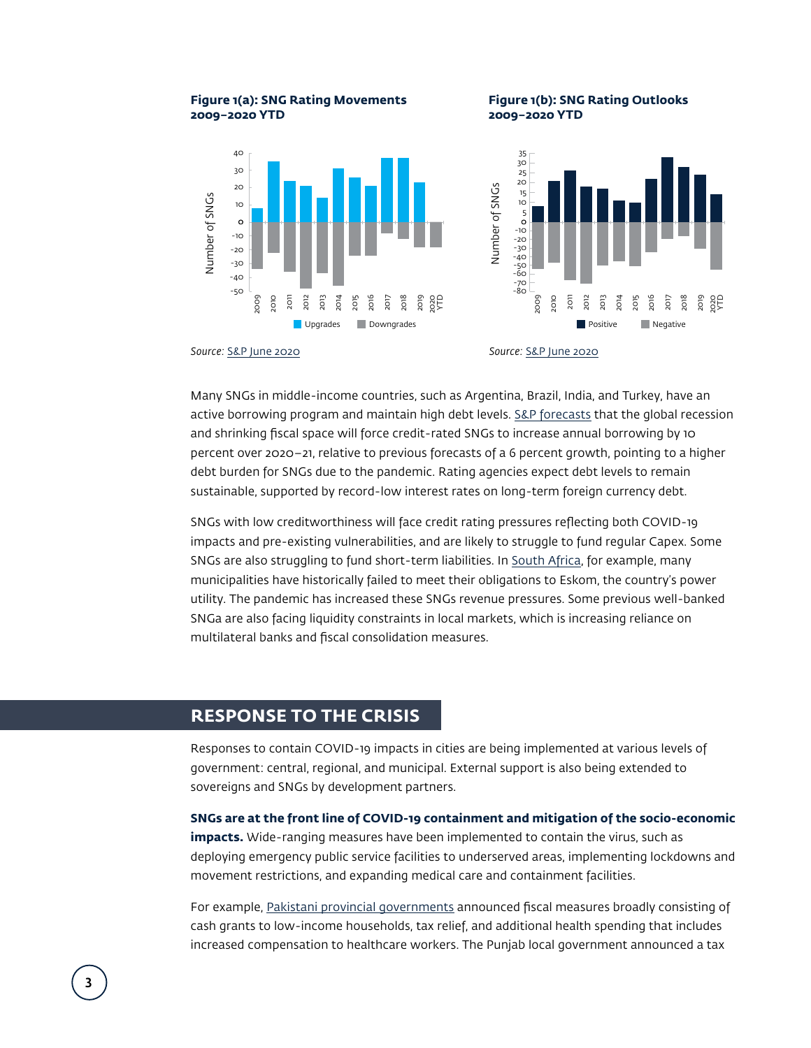**Figure 1(a): SNG Rating Movements 2009–2020 YTD**

*Source:* S&P June 2020

**Figure 1(b): SNG Rating Outlooks 2009–2020 YTD**

*Source:* S&P June 2020

Many SNGs in middle-income countries, such as Argentina, Brazil, India, and Turkey, have an active borrowing program and maintain high debt levels. S&P forecasts that the global recession and shrinking fiscal space will force credit-rated SNGs to increase annual borrowing by 10 percent over 2020–21, relative to previous forecasts of a 6 percent growth, pointing to a higher debt burden for SNGs due to the pandemic. Rating agencies expect debt levels to remain sustainable, supported by record-low interest rates on long-term foreign currency debt.

SNGs with low creditworthiness will face credit rating pressures reflecting both COVID-19 impacts and pre-existing vulnerabilities, and are likely to struggle to fund regular Capex. Some SNGs are also struggling to fund short-term liabilities. In South Africa, for example, many municipalities have historically failed to meet their obligations to Eskom, the country's power utility. The pandemic has increased these SNGs revenue pressures. Some previous well-banked SNGa are also facing liquidity constraints in local markets, which is increasing reliance on multilateral banks and fiscal consolidation measures.

## RESPONSE TO THE CRISIS

Responses to contain COVID-19 impacts in cities are being implemented at various levels of government: central, regional, and municipal. External support is also being extended to sovereigns and SNGs by development partners.

**SNGs are at the front line of COVID-19 containment and mitigation of the socio-economic impacts.** Wide-ranging measures have been implemented to contain the virus, such as deploying emergency public service facilities to underserved areas, implementing lockdowns and movement restrictions, and expanding medical care and containment facilities.

For example, Pakistani provincial governments announced fiscal measures broadly consisting of cash grants to low-income households, tax relief, and additional health spending that includes increased compensation to healthcare workers. The Punjab local government announced a tax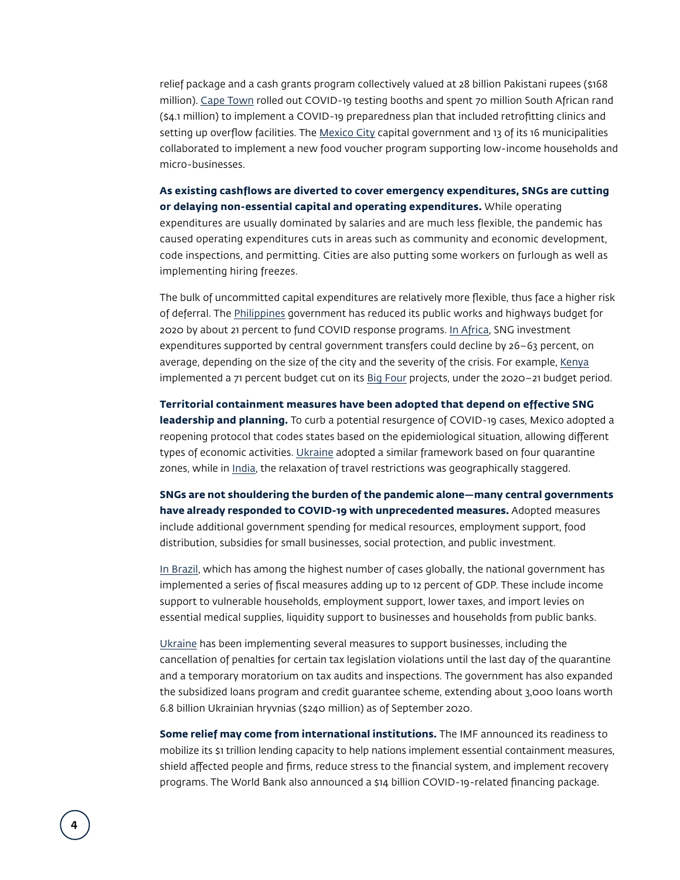relief package and a cash grants program collectively valued at 28 billion Pakistani rupees ($168 million). Cape Town rolled out COVID-19 testing booths and spent 70 million South African rand ($4.1 million) to implement a COVID-19 preparedness plan that included retrofitting clinics and setting up overflow facilities. The Mexico City capital government and 13 of its 16 municipalities collaborated to implement a new food voucher program supporting low-income households and micro-businesses.

**As existing cashflows are diverted to cover emergency expenditures, SNGs are cutting or delaying non-essential capital and operating expenditures.** While operating expenditures are usually dominated by salaries and are much less flexible, the pandemic has caused operating expenditures cuts in areas such as community and economic development, code inspections, and permitting. Cities are also putting some workers on furlough as well as implementing hiring freezes.

The bulk of uncommitted capital expenditures are relatively more flexible, thus face a higher risk of deferral. The Philippines government has reduced its public works and highways budget for 2020 by about 21 percent to fund COVID response programs. In Africa, SNG investment expenditures supported by central government transfers could decline by 26–63 percent, on average, depending on the size of the city and the severity of the crisis. For example, Kenya implemented a 71 percent budget cut on its Big Four projects, under the 2020–21 budget period.

**Territorial containment measures have been adopted that depend on effective SNG leadership and planning.** To curb a potential resurgence of COVID-19 cases, Mexico adopted a reopening protocol that codes states based on the epidemiological situation, allowing different types of economic activities. Ukraine adopted a similar framework based on four quarantine zones, while in India, the relaxation of travel restrictions was geographically staggered.

**SNGs are not shouldering the burden of the pandemic alone—many central governments have already responded to COVID-19 with unprecedented measures.** Adopted measures include additional government spending for medical resources, employment support, food distribution, subsidies for small businesses, social protection, and public investment.

In Brazil, which has among the highest number of cases globally, the national government has implemented a series of fiscal measures adding up to 12 percent of GDP. These include income support to vulnerable households, employment support, lower taxes, and import levies on essential medical supplies, liquidity support to businesses and households from public banks.

Ukraine has been implementing several measures to support businesses, including the cancellation of penalties for certain tax legislation violations until the last day of the quarantine and a temporary moratorium on tax audits and inspections. The government has also expanded the subsidized loans program and credit guarantee scheme, extending about 3,000 loans worth 6.8 billion Ukrainian hryvnias ($240 million) as of September 2020.

**Some relief may come from international institutions.** The IMF announced its readiness to mobilize its $1 trillion lending capacity to help nations implement essential containment measures, shield affected people and firms, reduce stress to the financial system, and implement recovery programs. The World Bank also announced a $14 billion COVID-19-related financing package.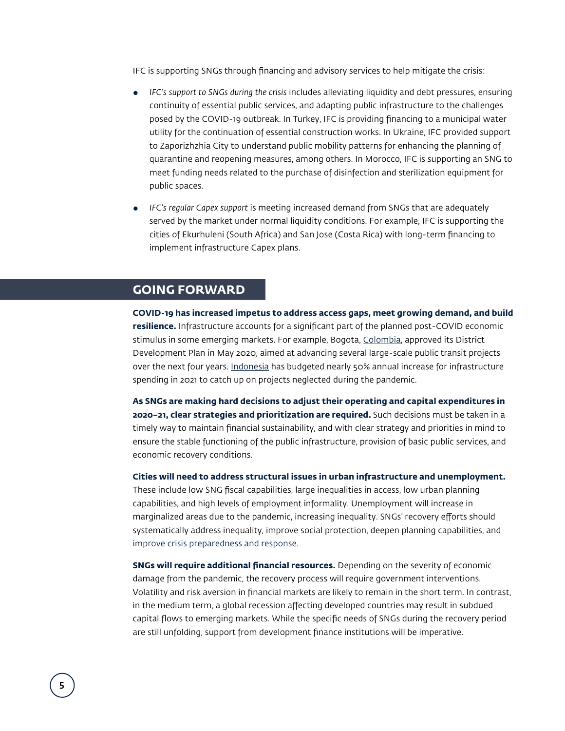IFC is supporting SNGs through financing and advisory services to help mitigate the crisis:

- *IFC's support to SNGs during the crisis* includes alleviating liquidity and debt pressures, ensuring continuity of essential public services, and adapting public infrastructure to the challenges posed by the COVID-19 outbreak. In Turkey, IFC is providing financing to a municipal water utility for the continuation of essential construction works. In Ukraine, IFC provided support to Zaporizhzhia City to understand public mobility patterns for enhancing the planning of quarantine and reopening measures, among others. In Morocco, IFC is supporting an SNG to meet funding needs related to the purchase of disinfection and sterilization equipment for public spaces.
- *IFC's regular Capex support* is meeting increased demand from SNGs that are adequately served by the market under normal liquidity conditions. For example, IFC is supporting the cities of Ekurhuleni (South Africa) and San Jose (Costa Rica) with long-term financing to implement infrastructure Capex plans.

## GOING FORWARD

**COVID-19 has increased impetus to address access gaps, meet growing demand, and build resilience.** Infrastructure accounts for a significant part of the planned post-COVID economic stimulus in some emerging markets. For example, Bogota, Colombia, approved its District Development Plan in May 2020, aimed at advancing several large-scale public transit projects over the next four years. Indonesia has budgeted nearly 50% annual increase for infrastructure spending in 2021 to catch up on projects neglected during the pandemic.

**As SNGs are making hard decisions to adjust their operating and capital expenditures in 2020–21, clear strategies and prioritization are required.** Such decisions must be taken in a timely way to maintain financial sustainability, and with clear strategy and priorities in mind to ensure the stable functioning of the public infrastructure, provision of basic public services, and economic recovery conditions.

**Cities will need to address structural issues in urban infrastructure and unemployment.** These include low SNG fiscal capabilities, large inequalities in access, low urban planning capabilities, and high levels of employment informality. Unemployment will increase in marginalized areas due to the pandemic, increasing inequality. SNGs' recovery efforts should systematically address inequality, improve social protection, deepen planning capabilities, and improve crisis preparedness and response.

**SNGs will require additional financial resources.** Depending on the severity of economic damage from the pandemic, the recovery process will require government interventions. Volatility and risk aversion in financial markets are likely to remain in the short term. In contrast, in the medium term, a global recession affecting developed countries may result in subdued capital flows to emerging markets. While the specific needs of SNGs during the recovery period are still unfolding, support from development finance institutions will be imperative.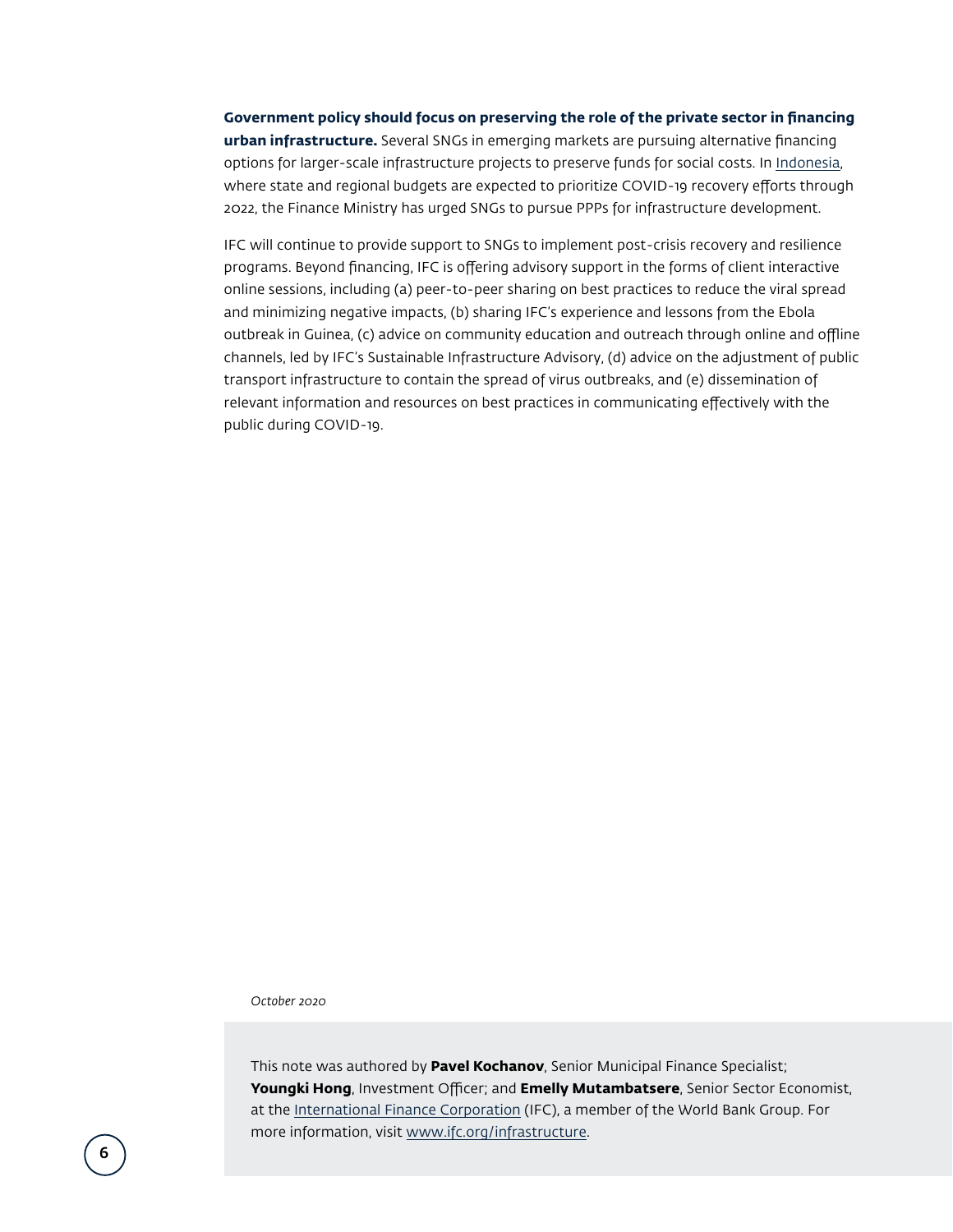**Government policy should focus on preserving the role of the private sector in financing urban infrastructure.** Several SNGs in emerging markets are pursuing alternative financing options for larger-scale infrastructure projects to preserve funds for social costs. In Indonesia, where state and regional budgets are expected to prioritize COVID-19 recovery efforts through 2022, the Finance Ministry has urged SNGs to pursue PPPs for infrastructure development.

IFC will continue to provide support to SNGs to implement post-crisis recovery and resilience programs. Beyond financing, IFC is offering advisory support in the forms of client interactive online sessions, including (a) peer-to-peer sharing on best practices to reduce the viral spread and minimizing negative impacts, (b) sharing IFC's experience and lessons from the Ebola outbreak in Guinea, (c) advice on community education and outreach through online and offline channels, led by IFC's Sustainable Infrastructure Advisory, (d) advice on the adjustment of public transport infrastructure to contain the spread of virus outbreaks, and (e) dissemination of relevant information and resources on best practices in communicating effectively with the public during COVID-19.

*October 2020*

This note was authored by **Pavel Kochanov**, Senior Municipal Finance Specialist; **Youngki Hong**, Investment Officer; and **Emelly Mutambatsere**, Senior Sector Economist, at the International Finance Corporation (IFC), a member of the World Bank Group. For more information, visit www.ifc.org/infrastructure.